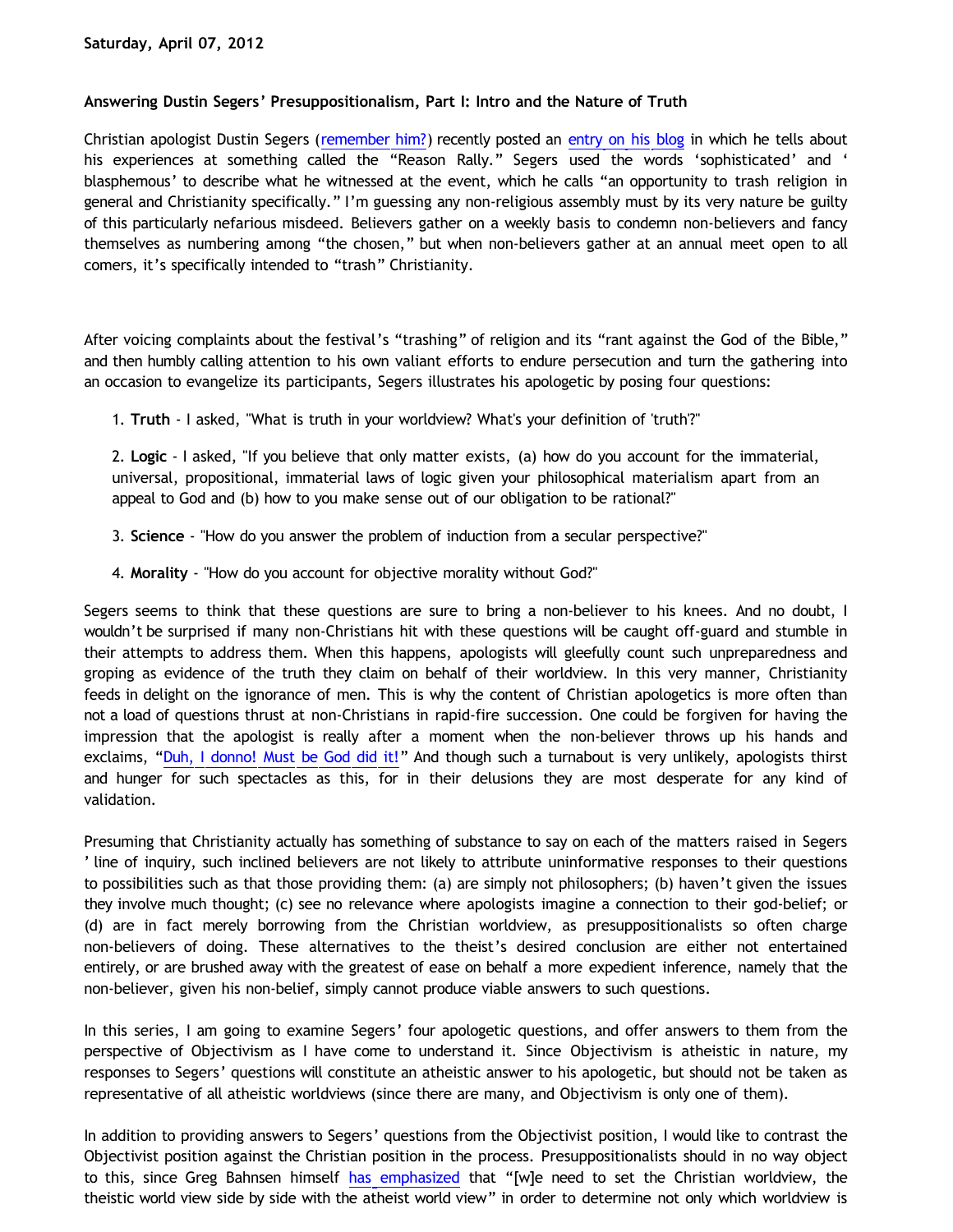**Saturday, April 07, 2012**

**Answering Dustin Segers' Presuppositionalism, Part I: Intro and the Nature of Truth**

Christian apologist Dustin Segers (remember him?) recently posted an entry on his blog in which he tells about his experiences at something called the "Reason Rally." Segers used the words 'sophisticated' and ' blasphemous' to describe what he witnessed at the event, which he calls "an opportunity to trash religion in general and Christianity specifically." I'm guessing any non-religious assembly must by its very nature be guilty of this particularly nefarious misdeed. Believers gather on a weekly basis to condemn non-believers and fancy themselves as numbering among "the chosen," but when non-believers gather at an annual meet open to all comers, it's specifically intended to "trash" Christianity.

After voicing complaints about the festival's "trashing" of religion and its "rant against the God of the Bible," and then humbly calling attention to his own valiant efforts to endure persecution and turn the gathering into an occasion to evangelize its participants, Segers illustrates his apologetic by posing four questions:

1. **Truth** - I asked, "What is truth in your worldview? What's your definition of 'truth'?"

2. **Logic** - I asked, "If you believe that only matter exists, (a) how do you account for the immaterial, universal, propositional, immaterial laws of logic given your philosophical materialism apart from an appeal to God and (b) how to you make sense out of our obligation to be rational?"

3. **Science** - "How do you answer the problem of induction from a secular perspective?"

4. **Morality** - "How do you account for objective morality without God?"

Segers seems to think that these questions are sure to bring a non-believer to his knees. And no doubt, I wouldn't be surprised if many non-Christians hit with these questions will be caught off-guard and stumble in their attempts to address them. When this happens, apologists will gleefully count such unpreparedness and groping as evidence of the truth they claim on behalf of their worldview. In this very manner, Christianity feeds in delight on the ignorance of men. This is why the content of Christian apologetics is more often than not a load of questions thrust at non-Christians in rapid-fire succession. One could be forgiven for having the impression that the apologist is really after a moment when the non-believer throws up his hands and exclaims, "Duh, I donno! Must be God did it!" And though such a turnabout is very unlikely, apologists thirst and hunger for such spectacles as this, for in their delusions they are most desperate for any kind of validation.

Presuming that Christianity actually has something of substance to say on each of the matters raised in Segers ' line of inquiry, such inclined believers are not likely to attribute uninformative responses to their questions to possibilities such as that those providing them: (a) are simply not philosophers; (b) haven't given the issues they involve much thought; (c) see no relevance where apologists imagine a connection to their god-belief; or (d) are in fact merely borrowing from the Christian worldview, as presuppositionalists so often charge non-believers of doing. These alternatives to the theist's desired conclusion are either not entertained entirely, or are brushed away with the greatest of ease on behalf a more expedient inference, namely that the non-believer, given his non-belief, simply cannot produce viable answers to such questions.

In this series, I am going to examine Segers' four apologetic questions, and offer answers to them from the perspective of Objectivism as I have come to understand it. Since Objectivism is atheistic in nature, my responses to Segers' questions will constitute an atheistic answer to his apologetic, but should not be taken as representative of all atheistic worldviews (since there are many, and Objectivism is only one of them).

In addition to providing answers to Segers' questions from the Objectivist position, I would like to contrast the Objectivist position against the Christian position in the process. Presuppositionalists should in no way object to this, since Greg Bahnsen himself has emphasized that "[w]e need to set the Christian worldview, the theistic world view side by side with the atheist world view" in order to determine not only which worldview is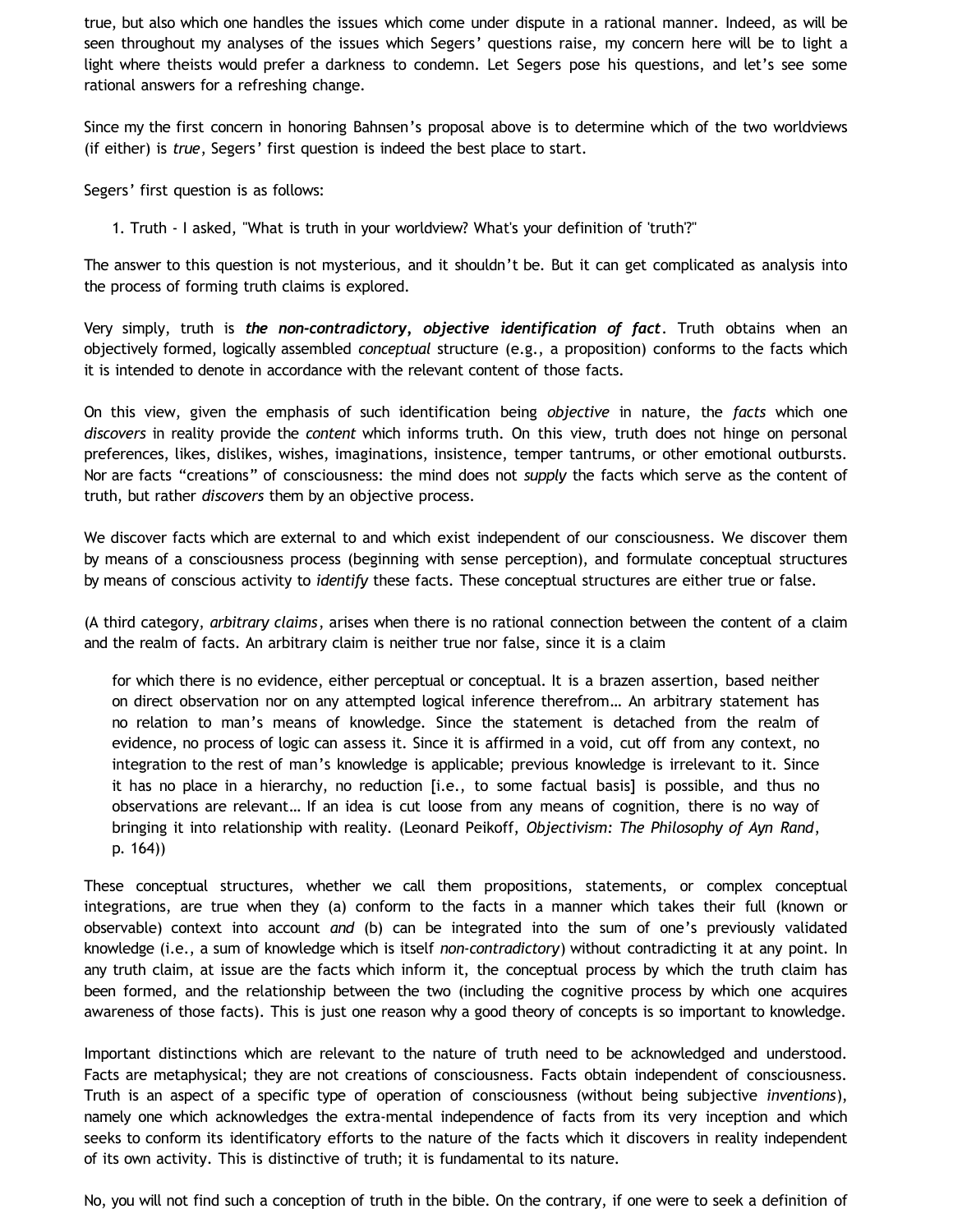true, but also which one handles the issues which come under dispute in a rational manner. Indeed, as will be seen throughout my analyses of the issues which Segers' questions raise, my concern here will be to light a light where theists would prefer a darkness to condemn. Let Segers pose his questions, and let's see some rational answers for a refreshing change.

Since my the first concern in honoring Bahnsen's proposal above is to determine which of the two worldviews (if either) is *true*, Segers' first question is indeed the best place to start.

Segers' first question is as follows:

1. Truth - I asked, "What is truth in your worldview? What's your definition of 'truth'?"

The answer to this question is not mysterious, and it shouldn't be. But it can get complicated as analysis into the process of forming truth claims is explored.

Very simply, truth is ***the non-contradictory, objective identification of fact***. Truth obtains when an objectively formed, logically assembled *conceptual* structure (e.g., a proposition) conforms to the facts which it is intended to denote in accordance with the relevant content of those facts.

On this view, given the emphasis of such identification being *objective* in nature, the *facts* which one *discovers* in reality provide the *content* which informs truth. On this view, truth does not hinge on personal preferences, likes, dislikes, wishes, imaginations, insistence, temper tantrums, or other emotional outbursts. Nor are facts "creations" of consciousness: the mind does not *supply* the facts which serve as the content of truth, but rather *discovers* them by an objective process.

We discover facts which are external to and which exist independent of our consciousness. We discover them by means of a consciousness process (beginning with sense perception), and formulate conceptual structures by means of conscious activity to *identify* these facts. These conceptual structures are either true or false.

(A third category, *arbitrary claims*, arises when there is no rational connection between the content of a claim and the realm of facts. An arbitrary claim is neither true nor false, since it is a claim

> for which there is no evidence, either perceptual or conceptual. It is a brazen assertion, based neither on direct observation nor on any attempted logical inference therefrom… An arbitrary statement has no relation to man's means of knowledge. Since the statement is detached from the realm of evidence, no process of logic can assess it. Since it is affirmed in a void, cut off from any context, no integration to the rest of man's knowledge is applicable; previous knowledge is irrelevant to it. Since it has no place in a hierarchy, no reduction [i.e., to some factual basis] is possible, and thus no observations are relevant… If an idea is cut loose from any means of cognition, there is no way of bringing it into relationship with reality. (Leonard Peikoff, *Objectivism: The Philosophy of Ayn Rand*, p. 164))

These conceptual structures, whether we call them propositions, statements, or complex conceptual integrations, are true when they (a) conform to the facts in a manner which takes their full (known or observable) context into account *and* (b) can be integrated into the sum of one's previously validated knowledge (i.e., a sum of knowledge which is itself *non-contradictory*) without contradicting it at any point. In any truth claim, at issue are the facts which inform it, the conceptual process by which the truth claim has been formed, and the relationship between the two (including the cognitive process by which one acquires awareness of those facts). This is just one reason why a good theory of concepts is so important to knowledge.

Important distinctions which are relevant to the nature of truth need to be acknowledged and understood. Facts are metaphysical; they are not creations of consciousness. Facts obtain independent of consciousness. Truth is an aspect of a specific type of operation of consciousness (without being subjective *inventions*), namely one which acknowledges the extra-mental independence of facts from its very inception and which seeks to conform its identificatory efforts to the nature of the facts which it discovers in reality independent of its own activity. This is distinctive of truth; it is fundamental to its nature.

No, you will not find such a conception of truth in the bible. On the contrary, if one were to seek a definition of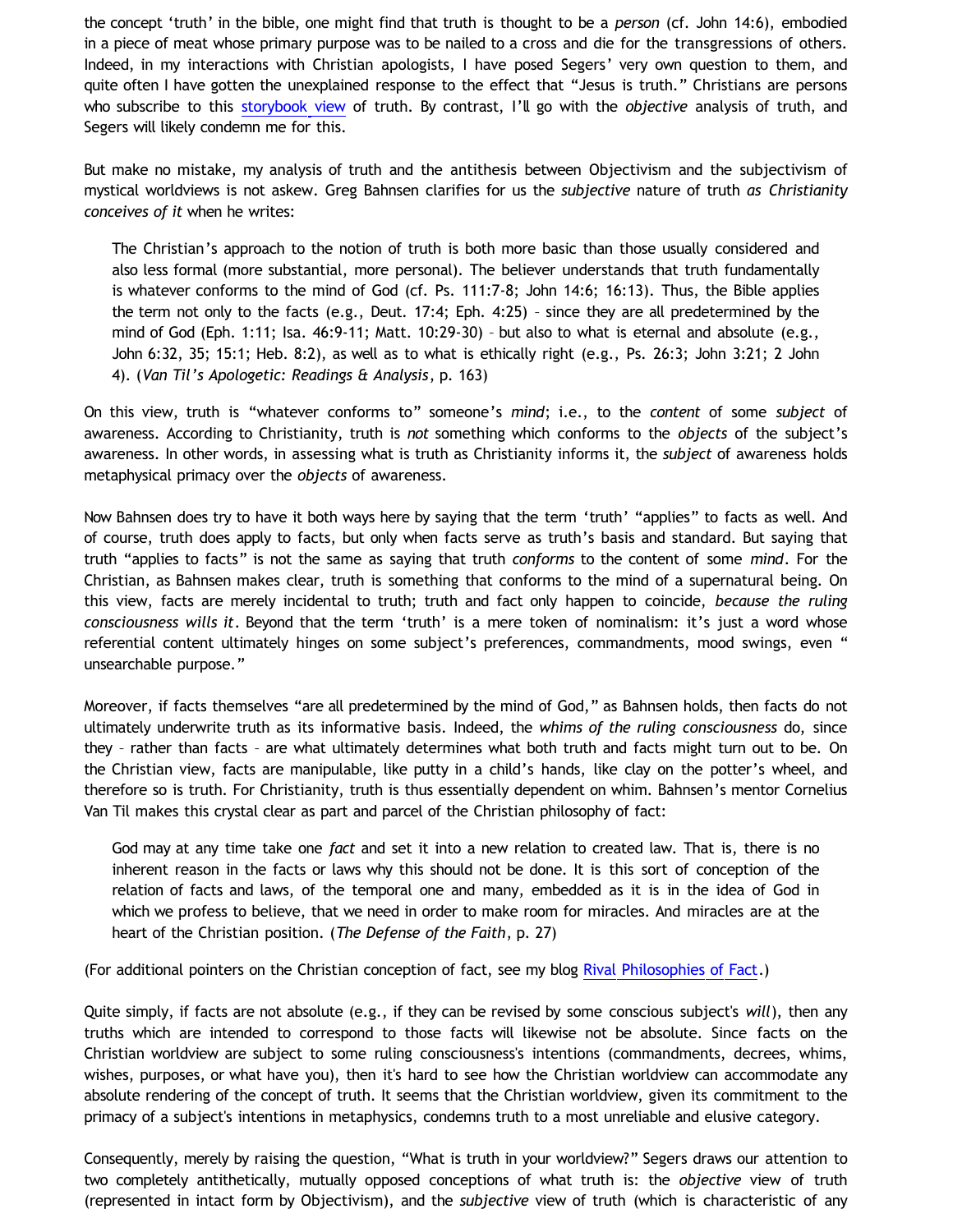the concept 'truth' in the bible, one might find that truth is thought to be a *person* (cf. John 14:6), embodied in a piece of meat whose primary purpose was to be nailed to a cross and die for the transgressions of others. Indeed, in my interactions with Christian apologists, I have posed Segers' very own question to them, and quite often I have gotten the unexplained response to the effect that "Jesus is truth." Christians are persons who subscribe to this storybook view of truth. By contrast, I'll go with the *objective* analysis of truth, and Segers will likely condemn me for this.

But make no mistake, my analysis of truth and the antithesis between Objectivism and the subjectivism of mystical worldviews is not askew. Greg Bahnsen clarifies for us the *subjective* nature of truth *as Christianity conceives of it* when he writes:

> The Christian's approach to the notion of truth is both more basic than those usually considered and also less formal (more substantial, more personal). The believer understands that truth fundamentally is whatever conforms to the mind of God (cf. Ps. 111:7-8; John 14:6; 16:13). Thus, the Bible applies the term not only to the facts (e.g., Deut. 17:4; Eph. 4:25) – since they are all predetermined by the mind of God (Eph. 1:11; Isa. 46:9-11; Matt. 10:29-30) – but also to what is eternal and absolute (e.g., John 6:32, 35; 15:1; Heb. 8:2), as well as to what is ethically right (e.g., Ps. 26:3; John 3:21; 2 John 4). (*Van Til's Apologetic: Readings & Analysis*, p. 163)

On this view, truth is "whatever conforms to" someone's *mind*; i.e., to the *content* of some *subject* of awareness. According to Christianity, truth is *not* something which conforms to the *objects* of the subject's awareness. In other words, in assessing what is truth as Christianity informs it, the *subject* of awareness holds metaphysical primacy over the *objects* of awareness.

Now Bahnsen does try to have it both ways here by saying that the term 'truth' "applies" to facts as well. And of course, truth does apply to facts, but only when facts serve as truth's basis and standard. But saying that truth "applies to facts" is not the same as saying that truth *conforms* to the content of some *mind*. For the Christian, as Bahnsen makes clear, truth is something that conforms to the mind of a supernatural being. On this view, facts are merely incidental to truth; truth and fact only happen to coincide, *because the ruling consciousness wills it*. Beyond that the term 'truth' is a mere token of nominalism: it's just a word whose referential content ultimately hinges on some subject's preferences, commandments, mood swings, even " unsearchable purpose."

Moreover, if facts themselves "are all predetermined by the mind of God," as Bahnsen holds, then facts do not ultimately underwrite truth as its informative basis. Indeed, the *whims of the ruling consciousness* do, since they – rather than facts – are what ultimately determines what both truth and facts might turn out to be. On the Christian view, facts are manipulable, like putty in a child's hands, like clay on the potter's wheel, and therefore so is truth. For Christianity, truth is thus essentially dependent on whim. Bahnsen's mentor Cornelius Van Til makes this crystal clear as part and parcel of the Christian philosophy of fact:

> God may at any time take one *fact* and set it into a new relation to created law. That is, there is no inherent reason in the facts or laws why this should not be done. It is this sort of conception of the relation of facts and laws, of the temporal one and many, embedded as it is in the idea of God in which we profess to believe, that we need in order to make room for miracles. And miracles are at the heart of the Christian position. (*The Defense of the Faith*, p. 27)

(For additional pointers on the Christian conception of fact, see my blog Rival Philosophies of Fact.)

Quite simply, if facts are not absolute (e.g., if they can be revised by some conscious subject's *will*), then any truths which are intended to correspond to those facts will likewise not be absolute. Since facts on the Christian worldview are subject to some ruling consciousness's intentions (commandments, decrees, whims, wishes, purposes, or what have you), then it's hard to see how the Christian worldview can accommodate any absolute rendering of the concept of truth. It seems that the Christian worldview, given its commitment to the primacy of a subject's intentions in metaphysics, condemns truth to a most unreliable and elusive category.

Consequently, merely by raising the question, "What is truth in your worldview?" Segers draws our attention to two completely antithetically, mutually opposed conceptions of what truth is: the *objective* view of truth (represented in intact form by Objectivism), and the *subjective* view of truth (which is characteristic of any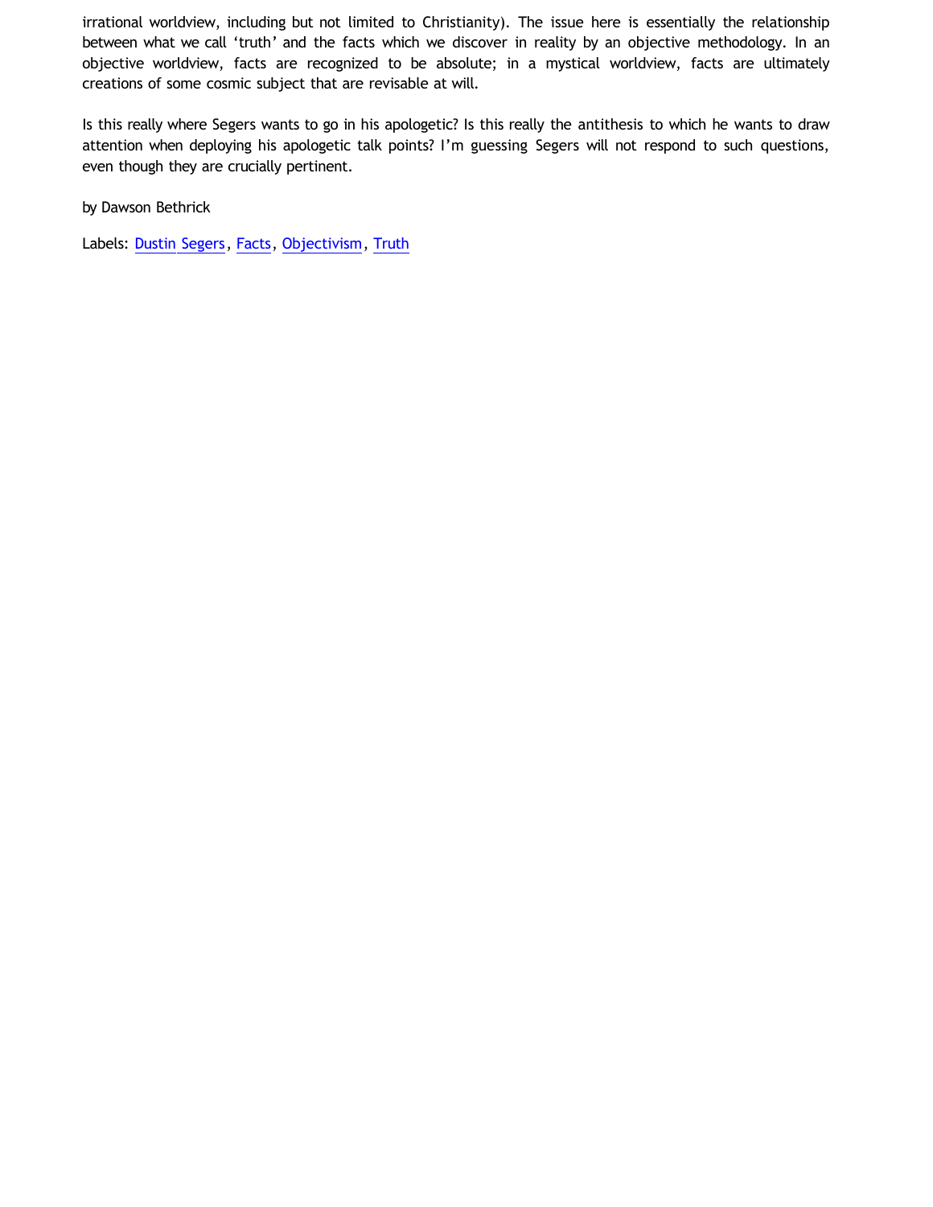irrational worldview, including but not limited to Christianity). The issue here is essentially the relationship between what we call 'truth' and the facts which we discover in reality by an objective methodology. In an objective worldview, facts are recognized to be absolute; in a mystical worldview, facts are ultimately creations of some cosmic subject that are revisable at will.

Is this really where Segers wants to go in his apologetic? Is this really the antithesis to which he wants to draw attention when deploying his apologetic talk points? I'm guessing Segers will not respond to such questions, even though they are crucially pertinent.

by Dawson Bethrick

Labels: Dustin Segers, Facts, Objectivism, Truth